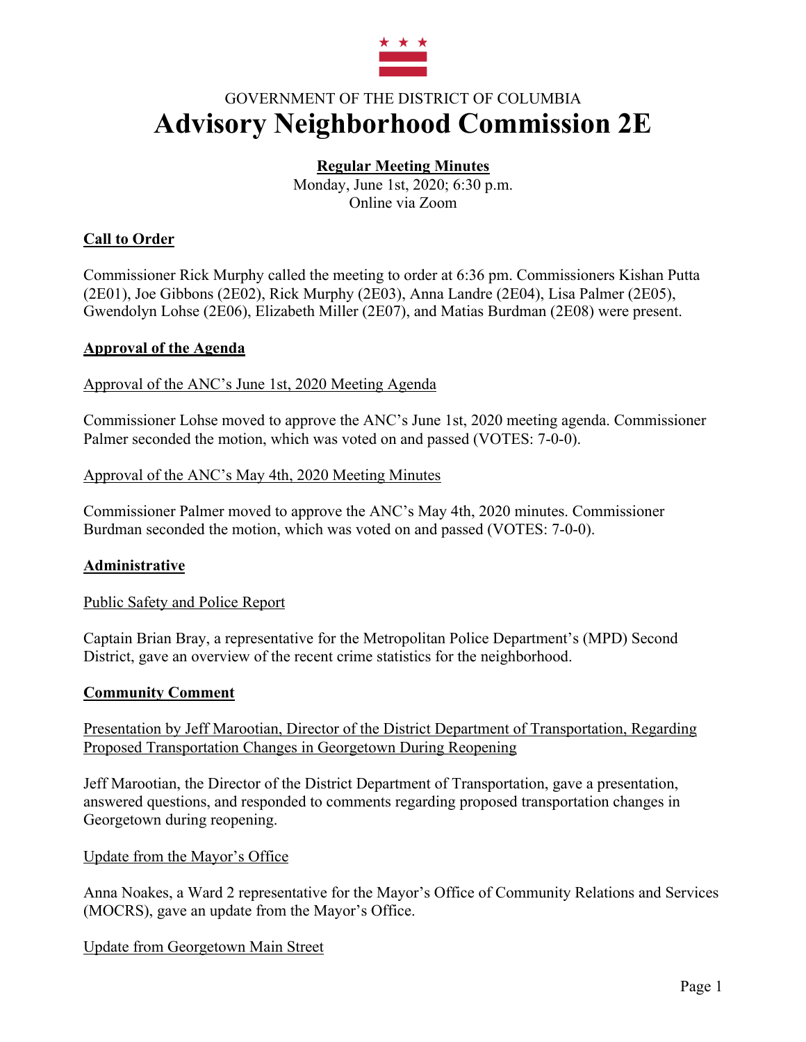GOVERNMENT OF THE DISTRICT OF COLUMBIA

# Advisory Neighborhood Commission 2E

**Regular Meeting Minutes**

Monday, June 1st, 2020; 6:30 p.m.
Online via Zoom

## Call to Order

Commissioner Rick Murphy called the meeting to order at 6:36 pm. Commissioners Kishan Putta (2E01), Joe Gibbons (2E02), Rick Murphy (2E03), Anna Landre (2E04), Lisa Palmer (2E05), Gwendolyn Lohse (2E06), Elizabeth Miller (2E07), and Matias Burdman (2E08) were present.

## Approval of the Agenda

### Approval of the ANC's June 1st, 2020 Meeting Agenda

Commissioner Lohse moved to approve the ANC's June 1st, 2020 meeting agenda. Commissioner Palmer seconded the motion, which was voted on and passed (VOTES: 7-0-0).

### Approval of the ANC's May 4th, 2020 Meeting Minutes

Commissioner Palmer moved to approve the ANC's May 4th, 2020 minutes. Commissioner Burdman seconded the motion, which was voted on and passed (VOTES: 7-0-0).

## Administrative

### Public Safety and Police Report

Captain Brian Bray, a representative for the Metropolitan Police Department's (MPD) Second District, gave an overview of the recent crime statistics for the neighborhood.

## Community Comment

### Presentation by Jeff Marootian, Director of the District Department of Transportation, Regarding Proposed Transportation Changes in Georgetown During Reopening

Jeff Marootian, the Director of the District Department of Transportation, gave a presentation, answered questions, and responded to comments regarding proposed transportation changes in Georgetown during reopening.

### Update from the Mayor's Office

Anna Noakes, a Ward 2 representative for the Mayor's Office of Community Relations and Services (MOCRS), gave an update from the Mayor's Office.

### Update from Georgetown Main Street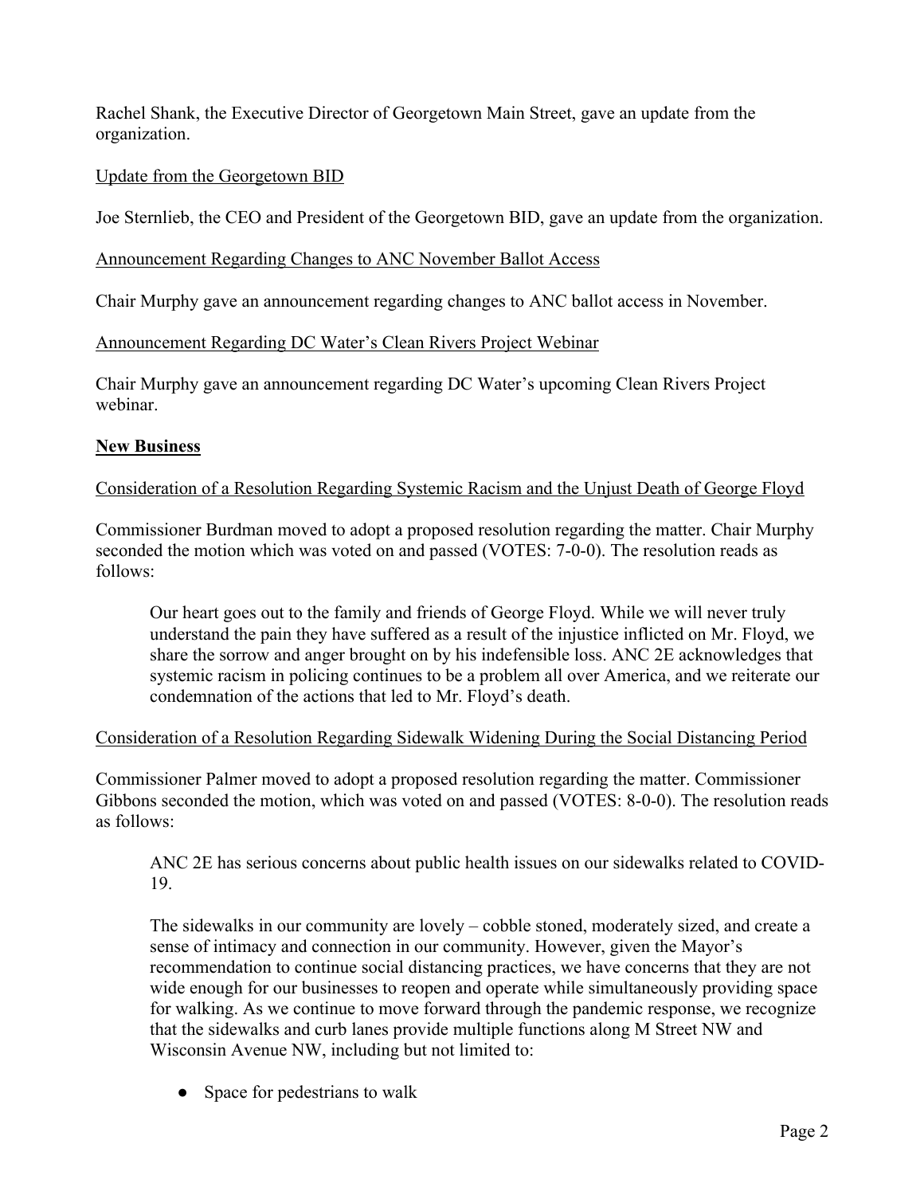Rachel Shank, the Executive Director of Georgetown Main Street, gave an update from the organization.

Update from the Georgetown BID

Joe Sternlieb, the CEO and President of the Georgetown BID, gave an update from the organization.

Announcement Regarding Changes to ANC November Ballot Access

Chair Murphy gave an announcement regarding changes to ANC ballot access in November.

Announcement Regarding DC Water's Clean Rivers Project Webinar

Chair Murphy gave an announcement regarding DC Water's upcoming Clean Rivers Project webinar.

**New Business**

Consideration of a Resolution Regarding Systemic Racism and the Unjust Death of George Floyd

Commissioner Burdman moved to adopt a proposed resolution regarding the matter. Chair Murphy seconded the motion which was voted on and passed (VOTES: 7-0-0). The resolution reads as follows:

> Our heart goes out to the family and friends of George Floyd. While we will never truly understand the pain they have suffered as a result of the injustice inflicted on Mr. Floyd, we share the sorrow and anger brought on by his indefensible loss. ANC 2E acknowledges that systemic racism in policing continues to be a problem all over America, and we reiterate our condemnation of the actions that led to Mr. Floyd's death.

Consideration of a Resolution Regarding Sidewalk Widening During the Social Distancing Period

Commissioner Palmer moved to adopt a proposed resolution regarding the matter. Commissioner Gibbons seconded the motion, which was voted on and passed (VOTES: 8-0-0). The resolution reads as follows:

> ANC 2E has serious concerns about public health issues on our sidewalks related to COVID-19.
>
> The sidewalks in our community are lovely – cobble stoned, moderately sized, and create a sense of intimacy and connection in our community. However, given the Mayor's recommendation to continue social distancing practices, we have concerns that they are not wide enough for our businesses to reopen and operate while simultaneously providing space for walking. As we continue to move forward through the pandemic response, we recognize that the sidewalks and curb lanes provide multiple functions along M Street NW and Wisconsin Avenue NW, including but not limited to:
>
> - Space for pedestrians to walk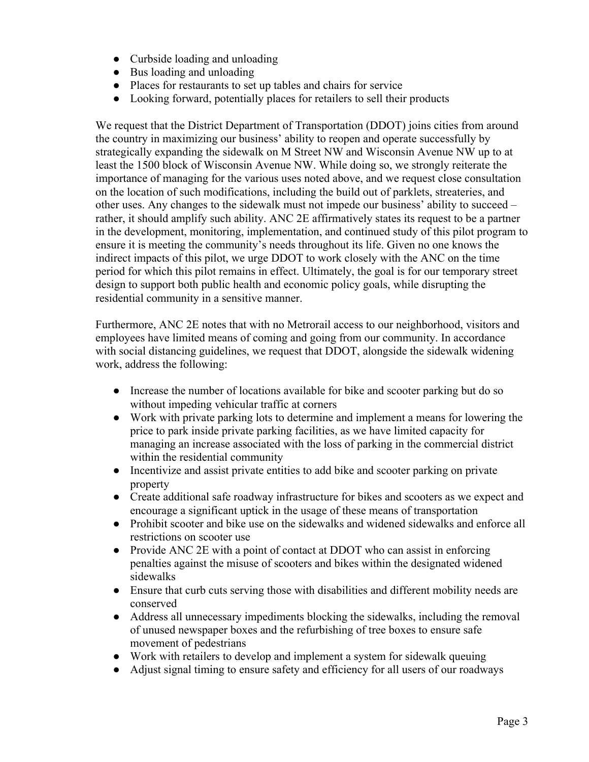- Curbside loading and unloading
- Bus loading and unloading
- Places for restaurants to set up tables and chairs for service
- Looking forward, potentially places for retailers to sell their products

We request that the District Department of Transportation (DDOT) joins cities from around the country in maximizing our business' ability to reopen and operate successfully by strategically expanding the sidewalk on M Street NW and Wisconsin Avenue NW up to at least the 1500 block of Wisconsin Avenue NW. While doing so, we strongly reiterate the importance of managing for the various uses noted above, and we request close consultation on the location of such modifications, including the build out of parklets, streateries, and other uses. Any changes to the sidewalk must not impede our business' ability to succeed – rather, it should amplify such ability. ANC 2E affirmatively states its request to be a partner in the development, monitoring, implementation, and continued study of this pilot program to ensure it is meeting the community's needs throughout its life. Given no one knows the indirect impacts of this pilot, we urge DDOT to work closely with the ANC on the time period for which this pilot remains in effect. Ultimately, the goal is for our temporary street design to support both public health and economic policy goals, while disrupting the residential community in a sensitive manner.

Furthermore, ANC 2E notes that with no Metrorail access to our neighborhood, visitors and employees have limited means of coming and going from our community. In accordance with social distancing guidelines, we request that DDOT, alongside the sidewalk widening work, address the following:

- Increase the number of locations available for bike and scooter parking but do so without impeding vehicular traffic at corners
- Work with private parking lots to determine and implement a means for lowering the price to park inside private parking facilities, as we have limited capacity for managing an increase associated with the loss of parking in the commercial district within the residential community
- Incentivize and assist private entities to add bike and scooter parking on private property
- Create additional safe roadway infrastructure for bikes and scooters as we expect and encourage a significant uptick in the usage of these means of transportation
- Prohibit scooter and bike use on the sidewalks and widened sidewalks and enforce all restrictions on scooter use
- Provide ANC 2E with a point of contact at DDOT who can assist in enforcing penalties against the misuse of scooters and bikes within the designated widened sidewalks
- Ensure that curb cuts serving those with disabilities and different mobility needs are conserved
- Address all unnecessary impediments blocking the sidewalks, including the removal of unused newspaper boxes and the refurbishing of tree boxes to ensure safe movement of pedestrians
- Work with retailers to develop and implement a system for sidewalk queuing
- Adjust signal timing to ensure safety and efficiency for all users of our roadways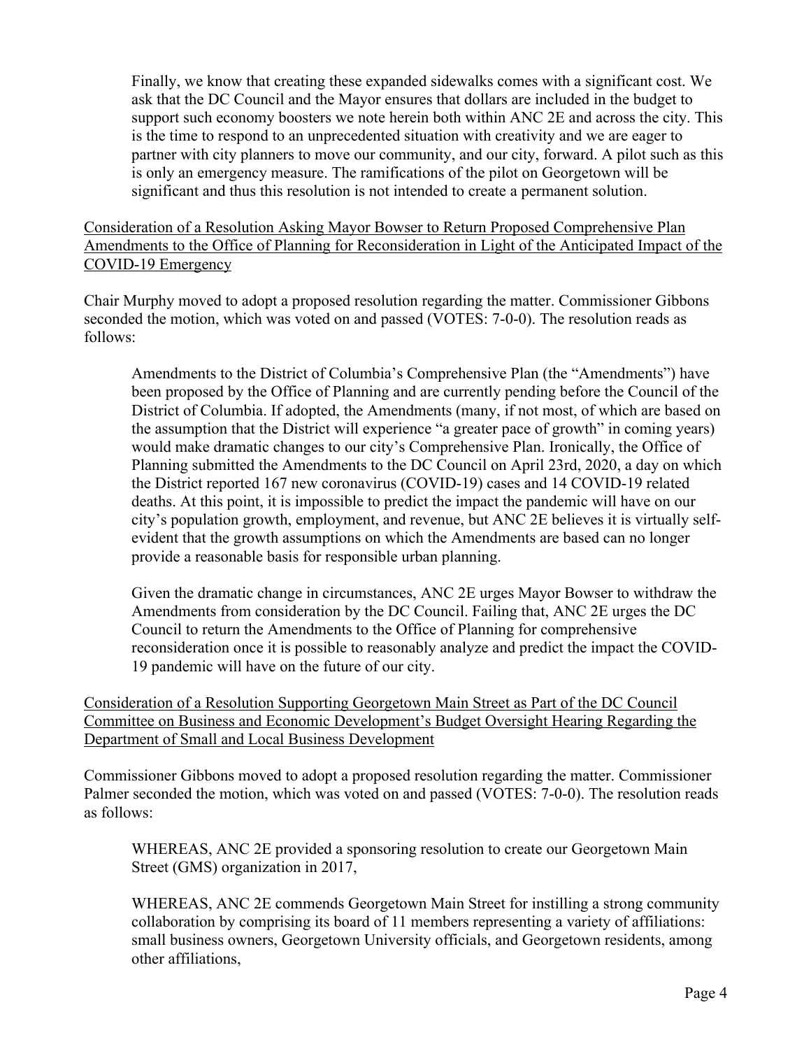Finally, we know that creating these expanded sidewalks comes with a significant cost. We ask that the DC Council and the Mayor ensures that dollars are included in the budget to support such economy boosters we note herein both within ANC 2E and across the city. This is the time to respond to an unprecedented situation with creativity and we are eager to partner with city planners to move our community, and our city, forward. A pilot such as this is only an emergency measure. The ramifications of the pilot on Georgetown will be significant and thus this resolution is not intended to create a permanent solution.

<u>Consideration of a Resolution Asking Mayor Bowser to Return Proposed Comprehensive Plan Amendments to the Office of Planning for Reconsideration in Light of the Anticipated Impact of the COVID-19 Emergency</u>

Chair Murphy moved to adopt a proposed resolution regarding the matter. Commissioner Gibbons seconded the motion, which was voted on and passed (VOTES: 7-0-0). The resolution reads as follows:

> Amendments to the District of Columbia's Comprehensive Plan (the "Amendments") have been proposed by the Office of Planning and are currently pending before the Council of the District of Columbia. If adopted, the Amendments (many, if not most, of which are based on the assumption that the District will experience "a greater pace of growth" in coming years) would make dramatic changes to our city's Comprehensive Plan. Ironically, the Office of Planning submitted the Amendments to the DC Council on April 23rd, 2020, a day on which the District reported 167 new coronavirus (COVID-19) cases and 14 COVID-19 related deaths. At this point, it is impossible to predict the impact the pandemic will have on our city's population growth, employment, and revenue, but ANC 2E believes it is virtually self-evident that the growth assumptions on which the Amendments are based can no longer provide a reasonable basis for responsible urban planning.
>
> Given the dramatic change in circumstances, ANC 2E urges Mayor Bowser to withdraw the Amendments from consideration by the DC Council. Failing that, ANC 2E urges the DC Council to return the Amendments to the Office of Planning for comprehensive reconsideration once it is possible to reasonably analyze and predict the impact the COVID-19 pandemic will have on the future of our city.

<u>Consideration of a Resolution Supporting Georgetown Main Street as Part of the DC Council Committee on Business and Economic Development's Budget Oversight Hearing Regarding the Department of Small and Local Business Development</u>

Commissioner Gibbons moved to adopt a proposed resolution regarding the matter. Commissioner Palmer seconded the motion, which was voted on and passed (VOTES: 7-0-0). The resolution reads as follows:

> WHEREAS, ANC 2E provided a sponsoring resolution to create our Georgetown Main Street (GMS) organization in 2017,
>
> WHEREAS, ANC 2E commends Georgetown Main Street for instilling a strong community collaboration by comprising its board of 11 members representing a variety of affiliations: small business owners, Georgetown University officials, and Georgetown residents, among other affiliations,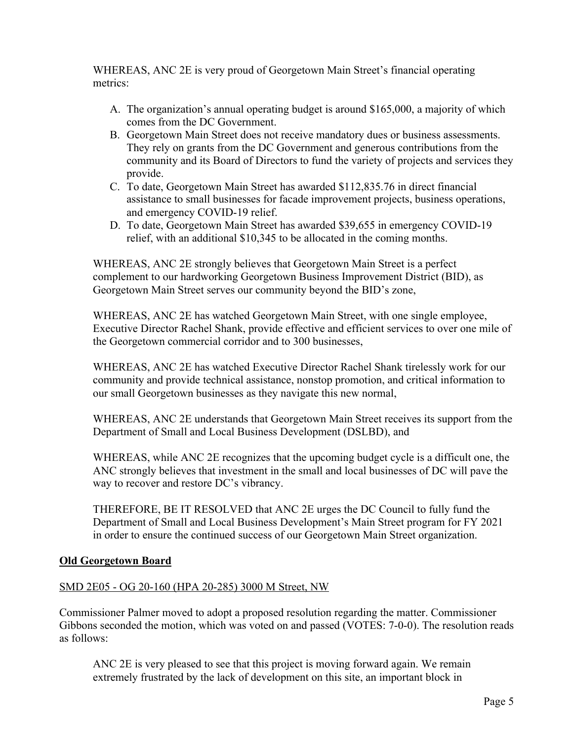WHEREAS, ANC 2E is very proud of Georgetown Main Street's financial operating metrics:

A. The organization's annual operating budget is around $165,000, a majority of which comes from the DC Government.
B. Georgetown Main Street does not receive mandatory dues or business assessments. They rely on grants from the DC Government and generous contributions from the community and its Board of Directors to fund the variety of projects and services they provide.
C. To date, Georgetown Main Street has awarded $112,835.76 in direct financial assistance to small businesses for facade improvement projects, business operations, and emergency COVID-19 relief.
D. To date, Georgetown Main Street has awarded $39,655 in emergency COVID-19 relief, with an additional $10,345 to be allocated in the coming months.

WHEREAS, ANC 2E strongly believes that Georgetown Main Street is a perfect complement to our hardworking Georgetown Business Improvement District (BID), as Georgetown Main Street serves our community beyond the BID's zone,

WHEREAS, ANC 2E has watched Georgetown Main Street, with one single employee, Executive Director Rachel Shank, provide effective and efficient services to over one mile of the Georgetown commercial corridor and to 300 businesses,

WHEREAS, ANC 2E has watched Executive Director Rachel Shank tirelessly work for our community and provide technical assistance, nonstop promotion, and critical information to our small Georgetown businesses as they navigate this new normal,

WHEREAS, ANC 2E understands that Georgetown Main Street receives its support from the Department of Small and Local Business Development (DSLBD), and

WHEREAS, while ANC 2E recognizes that the upcoming budget cycle is a difficult one, the ANC strongly believes that investment in the small and local businesses of DC will pave the way to recover and restore DC's vibrancy.

THEREFORE, BE IT RESOLVED that ANC 2E urges the DC Council to fully fund the Department of Small and Local Business Development's Main Street program for FY 2021 in order to ensure the continued success of our Georgetown Main Street organization.

## Old Georgetown Board

### SMD 2E05 - OG 20-160 (HPA 20-285) 3000 M Street, NW

Commissioner Palmer moved to adopt a proposed resolution regarding the matter. Commissioner Gibbons seconded the motion, which was voted on and passed (VOTES: 7-0-0). The resolution reads as follows:

ANC 2E is very pleased to see that this project is moving forward again. We remain extremely frustrated by the lack of development on this site, an important block in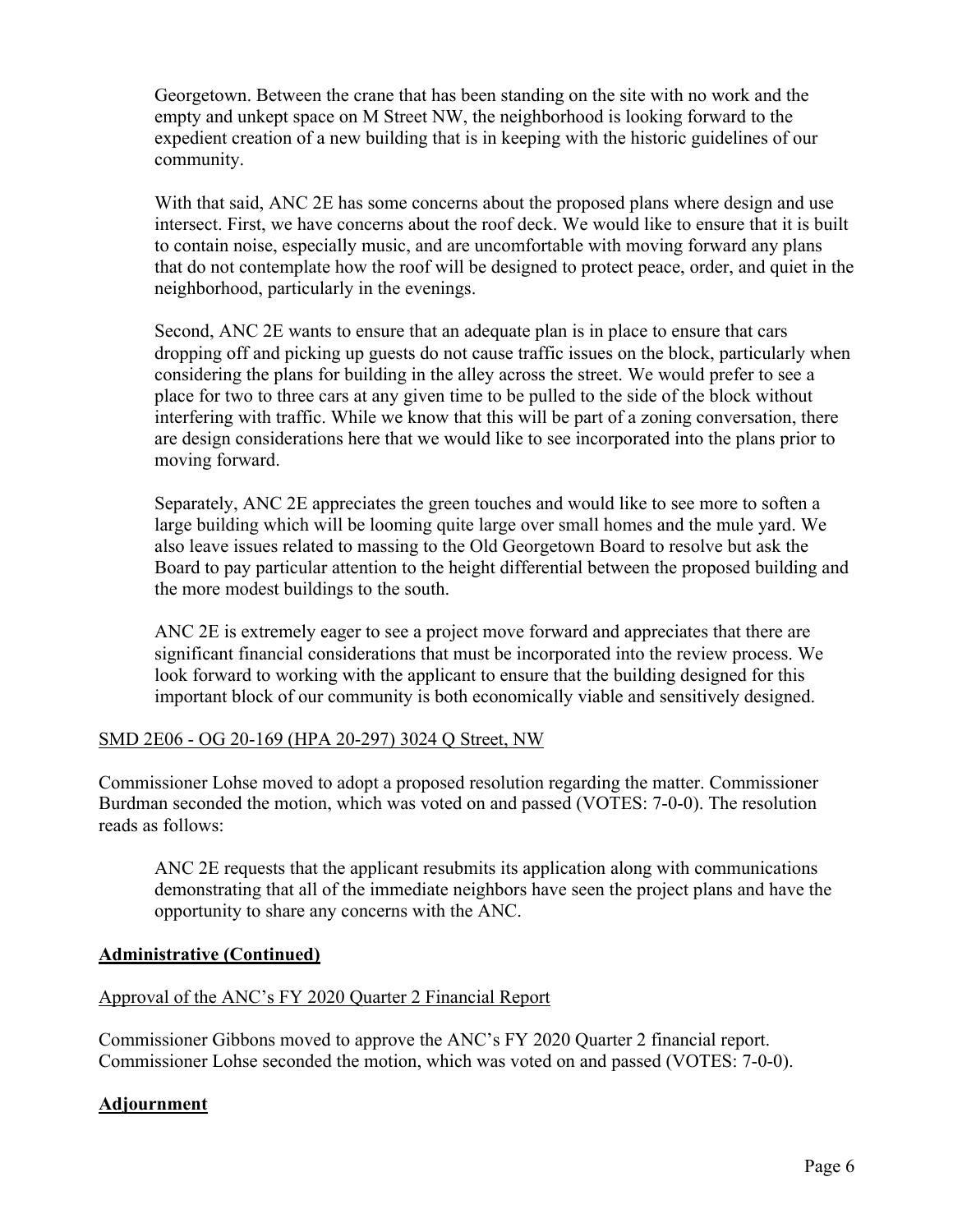Georgetown. Between the crane that has been standing on the site with no work and the empty and unkept space on M Street NW, the neighborhood is looking forward to the expedient creation of a new building that is in keeping with the historic guidelines of our community.

> With that said, ANC 2E has some concerns about the proposed plans where design and use intersect. First, we have concerns about the roof deck. We would like to ensure that it is built to contain noise, especially music, and are uncomfortable with moving forward any plans that do not contemplate how the roof will be designed to protect peace, order, and quiet in the neighborhood, particularly in the evenings.
>
> Second, ANC 2E wants to ensure that an adequate plan is in place to ensure that cars dropping off and picking up guests do not cause traffic issues on the block, particularly when considering the plans for building in the alley across the street. We would prefer to see a place for two to three cars at any given time to be pulled to the side of the block without interfering with traffic. While we know that this will be part of a zoning conversation, there are design considerations here that we would like to see incorporated into the plans prior to moving forward.
>
> Separately, ANC 2E appreciates the green touches and would like to see more to soften a large building which will be looming quite large over small homes and the mule yard. We also leave issues related to massing to the Old Georgetown Board to resolve but ask the Board to pay particular attention to the height differential between the proposed building and the more modest buildings to the south.
>
> ANC 2E is extremely eager to see a project move forward and appreciates that there are significant financial considerations that must be incorporated into the review process. We look forward to working with the applicant to ensure that the building designed for this important block of our community is both economically viable and sensitively designed.

<u>SMD 2E06 - OG 20-169 (HPA 20-297) 3024 Q Street, NW</u>

Commissioner Lohse moved to adopt a proposed resolution regarding the matter. Commissioner Burdman seconded the motion, which was voted on and passed (VOTES: 7-0-0). The resolution reads as follows:

> ANC 2E requests that the applicant resubmits its application along with communications demonstrating that all of the immediate neighbors have seen the project plans and have the opportunity to share any concerns with the ANC.

## Administrative (Continued)

<u>Approval of the ANC's FY 2020 Quarter 2 Financial Report</u>

Commissioner Gibbons moved to approve the ANC's FY 2020 Quarter 2 financial report. Commissioner Lohse seconded the motion, which was voted on and passed (VOTES: 7-0-0).

## Adjournment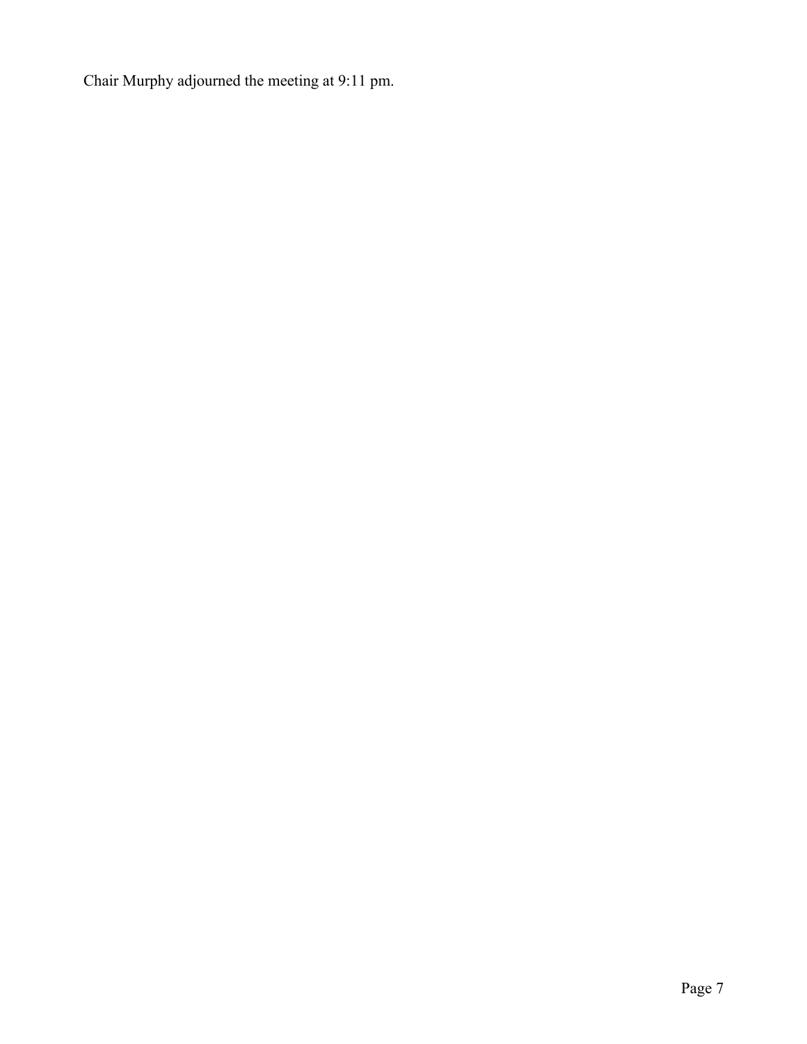Chair Murphy adjourned the meeting at 9:11 pm.